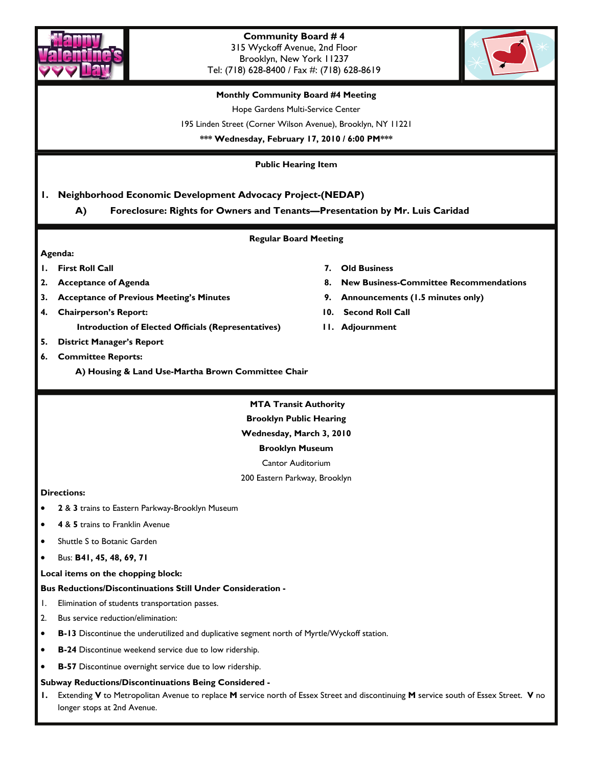Happy Valentine's Day

**Community Board # 4**
315 Wyckoff Avenue, 2nd Floor
Brooklyn, New York 11237
Tel: (718) 628-8400 / Fax #: (718) 628-8619

**Monthly Community Board #4 Meeting**

Hope Gardens Multi-Service Center

195 Linden Street (Corner Wilson Avenue), Brooklyn, NY 11221

**\*\*\* Wednesday, February 17, 2010 / 6:00 PM\*\*\***

## Public Hearing Item

**1. Neighborhood Economic Development Advocacy Project-(NEDAP)**

**A) Foreclosure: Rights for Owners and Tenants—Presentation by Mr. Luis Caridad**

## Regular Board Meeting

**Agenda:**

1. **First Roll Call**
2. **Acceptance of Agenda**
3. **Acceptance of Previous Meeting's Minutes**
4. **Chairperson's Report:**
   **Introduction of Elected Officials (Representatives)**
5. **District Manager's Report**
6. **Committee Reports:**
   **A) Housing & Land Use-Martha Brown Committee Chair**
7. **Old Business**
8. **New Business-Committee Recommendations**
9. **Announcements (1.5 minutes only)**
10. **Second Roll Call**
11. **Adjournment**

## MTA Transit Authority

**Brooklyn Public Hearing**

**Wednesday, March 3, 2010**

**Brooklyn Museum**

Cantor Auditorium

200 Eastern Parkway, Brooklyn

**Directions:**

- **2** & **3** trains to Eastern Parkway-Brooklyn Museum
- **4** & **5** trains to Franklin Avenue
- Shuttle S to Botanic Garden
- Bus: **B41, 45, 48, 69, 71**

**Local items on the chopping block:**

**Bus Reductions/Discontinuations Still Under Consideration -**

1. Elimination of students transportation passes.
2. Bus service reduction/elimination:

- **B-13** Discontinue the underutilized and duplicative segment north of Myrtle/Wyckoff station.
- **B-24** Discontinue weekend service due to low ridership.
- **B-57** Discontinue overnight service due to low ridership.

**Subway Reductions/Discontinuations Being Considered -**

1. Extending **V** to Metropolitan Avenue to replace **M** service north of Essex Street and discontinuing **M** service south of Essex Street. **V** no longer stops at 2nd Avenue.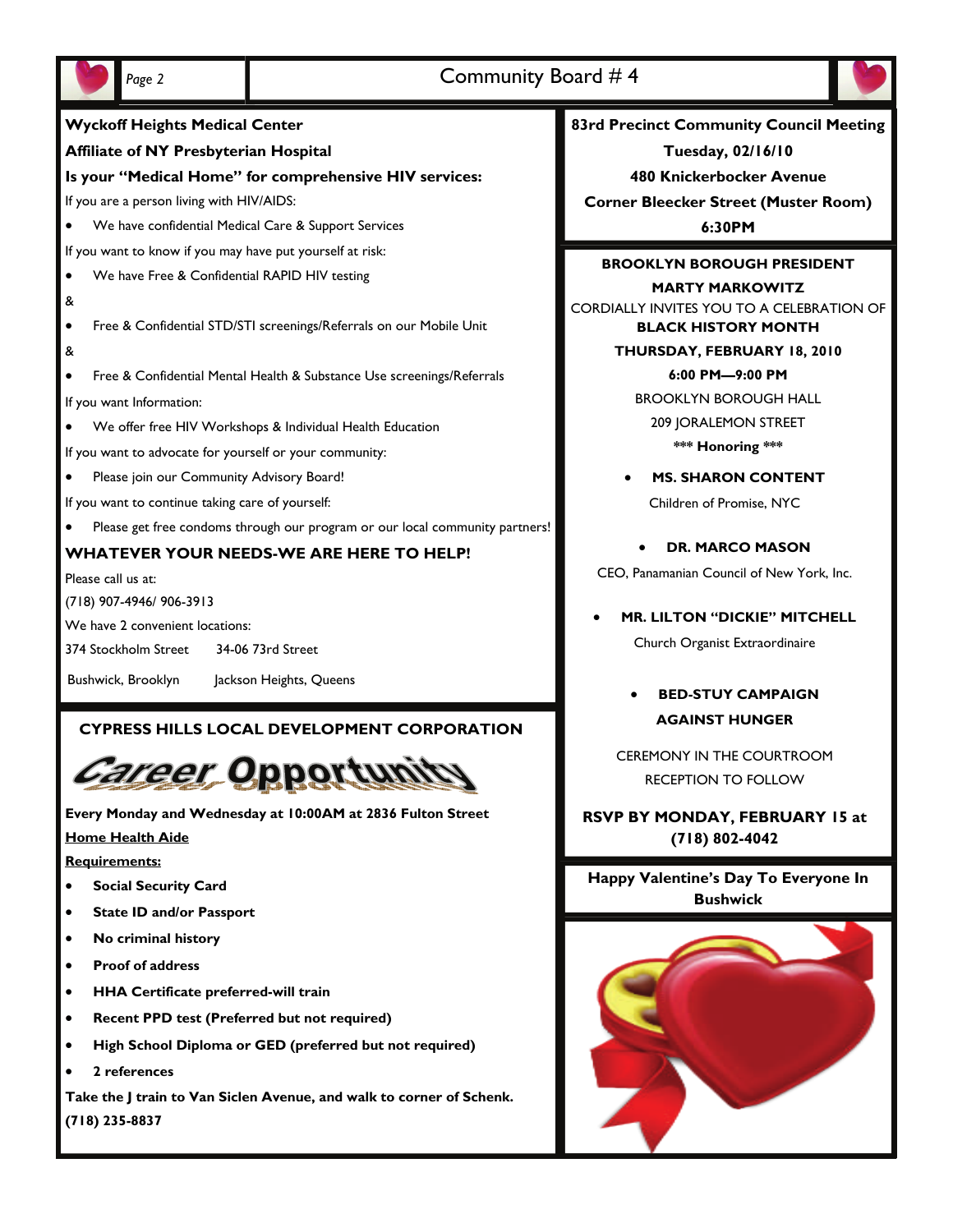## Wyckoff Heights Medical Center

**Affiliate of NY Presbyterian Hospital**

**Is your "Medical Home" for comprehensive HIV services:**

If you are a person living with HIV/AIDS:

- We have confidential Medical Care & Support Services

If you want to know if you may have put yourself at risk:

- We have Free & Confidential RAPID HIV testing

&

- Free & Confidential STD/STI screenings/Referrals on our Mobile Unit

&

- Free & Confidential Mental Health & Substance Use screenings/Referrals

If you want Information:

- We offer free HIV Workshops & Individual Health Education

If you want to advocate for yourself or your community:

- Please join our Community Advisory Board!

If you want to continue taking care of yourself:

- Please get free condoms through our program or our local community partners!

**WHATEVER YOUR NEEDS-WE ARE HERE TO HELP!**

Please call us at:

(718) 907-4946/ 906-3913

We have 2 convenient locations:

374 Stockholm Street — Bushwick, Brooklyn

34-06 73rd Street — Jackson Heights, Queens

## CYPRESS HILLS LOCAL DEVELOPMENT CORPORATION

### Career Opportunity

**Every Monday and Wednesday at 10:00AM at 2836 Fulton Street**

**Home Health Aide**

**Requirements:**

- **Social Security Card**
- **State ID and/or Passport**
- **No criminal history**
- **Proof of address**
- **HHA Certificate preferred-will train**
- **Recent PPD test (Preferred but not required)**
- **High School Diploma or GED (preferred but not required)**
- **2 references**

**Take the J train to Van Siclen Avenue, and walk to corner of Schenk.**

**(718) 235-8837**

## 83rd Precinct Community Council Meeting

**Tuesday, 02/16/10**

**480 Knickerbocker Avenue**

**Corner Bleecker Street (Muster Room)**

**6:30PM**

**BROOKLYN BOROUGH PRESIDENT**

**MARTY MARKOWITZ**

CORDIALLY INVITES YOU TO A CELEBRATION OF **BLACK HISTORY MONTH**

**THURSDAY, FEBRUARY 18, 2010**

**6:00 PM—9:00 PM**

BROOKLYN BOROUGH HALL

209 JORALEMON STREET

*** **Honoring** ***

- **MS. SHARON CONTENT**
  Children of Promise, NYC
- **DR. MARCO MASON**
  CEO, Panamanian Council of New York, Inc.
- **MR. LILTON "DICKIE" MITCHELL**
  Church Organist Extraordinaire
- **BED-STUY CAMPAIGN AGAINST HUNGER**

CEREMONY IN THE COURTROOM

RECEPTION TO FOLLOW

**RSVP BY MONDAY, FEBRUARY 15 at (718) 802-4042**

**Happy Valentine's Day To Everyone In Bushwick**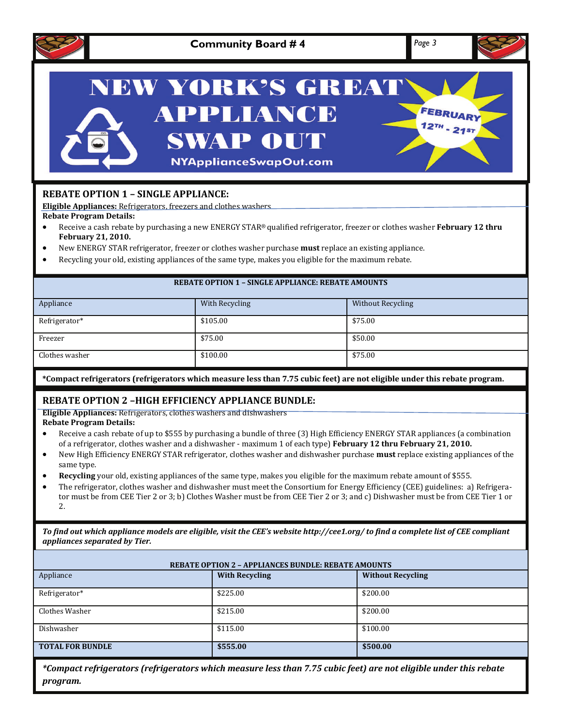# NEW YORK'S GREAT APPLIANCE SWAP OUT

NYApplianceSwapOut.com

FEBRUARY 12TH - 21ST

## REBATE OPTION 1 – SINGLE APPLIANCE:

**Eligible Appliances:** Refrigerators, freezers and clothes washers

**Rebate Program Details:**

- Receive a cash rebate by purchasing a new ENERGY STAR® qualified refrigerator, freezer or clothes washer **February 12 thru February 21, 2010.**
- New ENERGY STAR refrigerator, freezer or clothes washer purchase **must** replace an existing appliance.
- Recycling your old, existing appliances of the same type, makes you eligible for the maximum rebate.

**REBATE OPTION 1 – SINGLE APPLIANCE: REBATE AMOUNTS**

| Appliance | With Recycling | Without Recycling |
|---|---|---|
| Refrigerator* | $105.00 | $75.00 |
| Freezer | $75.00 | $50.00 |
| Clothes washer | $100.00 | $75.00 |

**\*Compact refrigerators (refrigerators which measure less than 7.75 cubic feet) are not eligible under this rebate program.**

## REBATE OPTION 2 –HIGH EFFICIENCY APPLIANCE BUNDLE:

**Eligible Appliances:** Refrigerators, clothes washers and dishwashers

**Rebate Program Details:**

- Receive a cash rebate of up to $555 by purchasing a bundle of three (3) High Efficiency ENERGY STAR appliances (a combination of a refrigerator, clothes washer and a dishwasher - maximum 1 of each type) **February 12 thru February 21, 2010.**
- New High Efficiency ENERGY STAR refrigerator, clothes washer and dishwasher purchase **must** replace existing appliances of the same type.
- **Recycling** your old, existing appliances of the same type, makes you eligible for the maximum rebate amount of $555.
- The refrigerator, clothes washer and dishwasher must meet the Consortium for Energy Efficiency (CEE) guidelines: a) Refrigerator must be from CEE Tier 2 or 3; b) Clothes Washer must be from CEE Tier 2 or 3; and c) Dishwasher must be from CEE Tier 1 or 2.

***To find out which appliance models are eligible, visit the CEE's website http://cee1.org/ to find a complete list of CEE compliant appliances separated by Tier.***

**REBATE OPTION 2 – APPLIANCES BUNDLE: REBATE AMOUNTS**

| Appliance | **With Recycling** | **Without Recycling** |
|---|---|---|
| Refrigerator* | $225.00 | $200.00 |
| Clothes Washer | $215.00 | $200.00 |
| Dishwasher | $115.00 | $100.00 |
| **TOTAL FOR BUNDLE** | **$555.00** | **$500.00** |

***\*Compact refrigerators (refrigerators which measure less than 7.75 cubic feet) are not eligible under this rebate program.***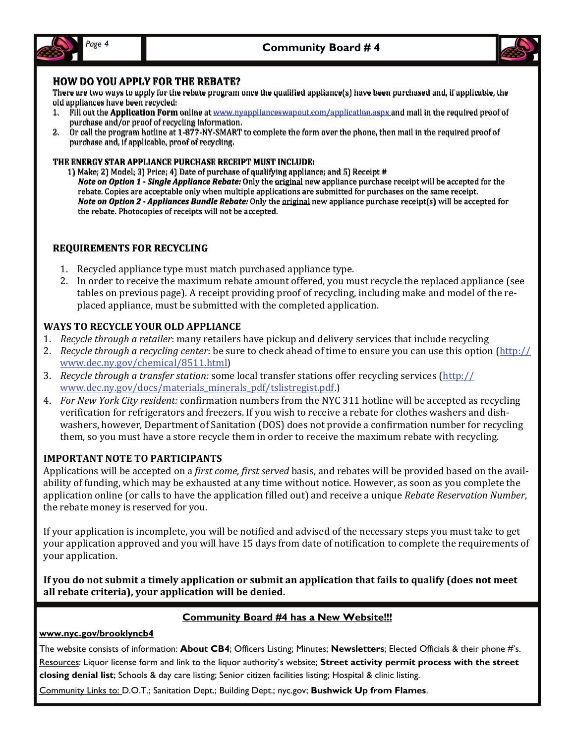## HOW DO YOU APPLY FOR THE REBATE?

There are two ways to apply for the rebate program once the qualified appliance(s) have been purchased and, if applicable, the old appliances have been recycled:

1. Fill out the **Application Form** online at www.nyapplianceswapout.com/application.aspx and mail in the required proof of purchase and/or proof of recycling information.
2. Or call the program hotline at 1-877-NY-SMART to complete the form over the phone, then mail in the required proof of purchase and, if applicable, proof of recycling.

**THE ENERGY STAR APPLIANCE PURCHASE RECEIPT MUST INCLUDE:**

1) Make; 2) Model; 3) Price; 4) Date of purchase of qualifying appliance; and 5) Receipt #

***Note on Option 1 - Single Appliance Rebate:*** Only the original new appliance purchase receipt will be accepted for the rebate. Copies are acceptable only when multiple applications are submitted for purchases on the same receipt.

***Note on Option 2 - Appliances Bundle Rebate:*** Only the original new appliance purchase receipt(s) will be accepted for the rebate. Photocopies of receipts will not be accepted.

### REQUIREMENTS FOR RECYCLING

1. Recycled appliance type must match purchased appliance type.
2. In order to receive the maximum rebate amount offered, you must recycle the replaced appliance (see tables on previous page). A receipt providing proof of recycling, including make and model of the replaced appliance, must be submitted with the completed application.

### WAYS TO RECYCLE YOUR OLD APPLIANCE

1. *Recycle through a retailer*: many retailers have pickup and delivery services that include recycling
2. *Recycle through a recycling center*: be sure to check ahead of time to ensure you can use this option (http://www.dec.ny.gov/chemical/8511.html)
3. *Recycle through a transfer station:* some local transfer stations offer recycling services (http://www.dec.ny.gov/docs/materials_minerals_pdf/tslistregist.pdf.)
4. *For New York City resident:* confirmation numbers from the NYC 311 hotline will be accepted as recycling verification for refrigerators and freezers. If you wish to receive a rebate for clothes washers and dishwashers, however, Department of Sanitation (DOS) does not provide a confirmation number for recycling them, so you must have a store recycle them in order to receive the maximum rebate with recycling.

### IMPORTANT NOTE TO PARTICIPANTS

Applications will be accepted on a *first come, first served* basis, and rebates will be provided based on the availability of funding, which may be exhausted at any time without notice. However, as soon as you complete the application online (or calls to have the application filled out) and receive a unique *Rebate Reservation Number*, the rebate money is reserved for you.

If your application is incomplete, you will be notified and advised of the necessary steps you must take to get your application approved and you will have 15 days from date of notification to complete the requirements of your application.

**If you do not submit a timely application or submit an application that fails to qualify (does not meet all rebate criteria), your application will be denied.**

---

## Community Board #4 has a New Website!!!

**www.nyc.gov/brooklyncb4**

The website consists of information: **About CB4**; Officers Listing; Minutes; **Newsletters**; Elected Officials & their phone #'s.

Resources: Liquor license form and link to the liquor authority's website; **Street activity permit process with the street closing denial list**; Schools & day care listing; Senior citizen facilities listing; Hospital & clinic listing.

Community Links to: D.O.T.; Sanitation Dept.; Building Dept.; nyc.gov; **Bushwick Up from Flames**.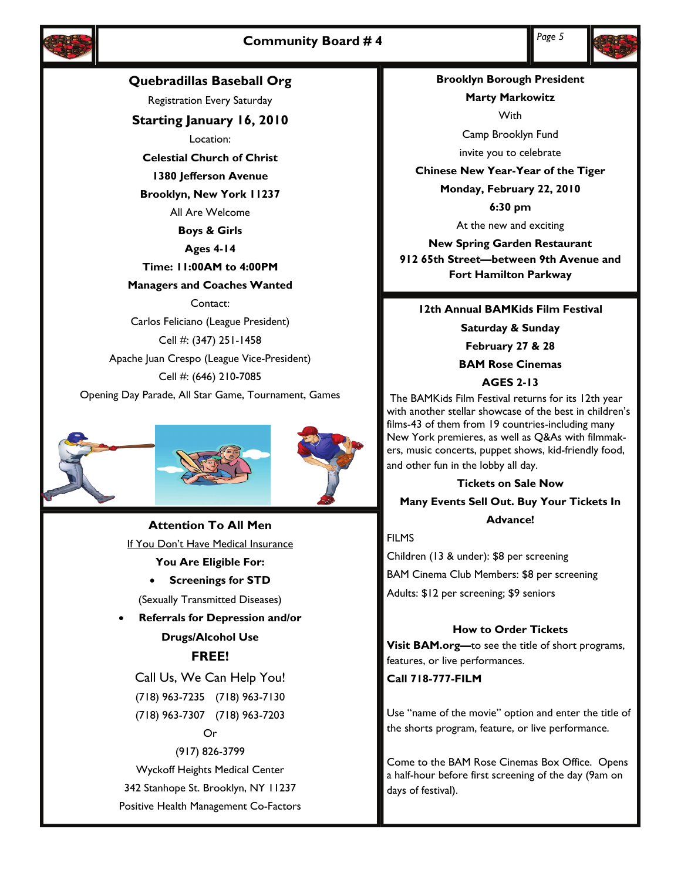## Quebradillas Baseball Org

Registration Every Saturday

**Starting January 16, 2010**

Location:

**Celestial Church of Christ**

**1380 Jefferson Avenue**

**Brooklyn, New York 11237**

All Are Welcome

**Boys & Girls**

**Ages 4-14**

**Time: 11:00AM to 4:00PM**

**Managers and Coaches Wanted**

Contact:

Carlos Feliciano (League President)

Cell #: (347) 251-1458

Apache Juan Crespo (League Vice-President)

Cell #: (646) 210-7085

Opening Day Parade, All Star Game, Tournament, Games

## Attention To All Men

If You Don't Have Medical Insurance

**You Are Eligible For:**

- **Screenings for STD**

(Sexually Transmitted Diseases)

- **Referrals for Depression and/or Drugs/Alcohol Use**

**FREE!**

Call Us, We Can Help You!

(718) 963-7235 (718) 963-7130

(718) 963-7307 (718) 963-7203

Or

(917) 826-3799

Wyckoff Heights Medical Center

342 Stanhope St. Brooklyn, NY 11237

Positive Health Management Co-Factors

**Brooklyn Borough President**

**Marty Markowitz**

With

Camp Brooklyn Fund

invite you to celebrate

**Chinese New Year-Year of the Tiger**

**Monday, February 22, 2010**

**6:30 pm**

At the new and exciting

**New Spring Garden Restaurant**

**912 65th Street—between 9th Avenue and Fort Hamilton Parkway**

## 12th Annual BAMKids Film Festival

**Saturday & Sunday**

**February 27 & 28**

**BAM Rose Cinemas**

**AGES 2-13**

The BAMKids Film Festival returns for its 12th year with another stellar showcase of the best in children's films-43 of them from 19 countries-including many New York premieres, as well as Q&As with filmmakers, music concerts, puppet shows, kid-friendly food, and other fun in the lobby all day.

**Tickets on Sale Now**

**Many Events Sell Out. Buy Your Tickets In Advance!**

FILMS

Children (13 & under): $8 per screening

BAM Cinema Club Members: $8 per screening

Adults: $12 per screening; $9 seniors

**How to Order Tickets**

**Visit BAM.org—**to see the title of short programs, features, or live performances.

**Call 718-777-FILM**

Use "name of the movie" option and enter the title of the shorts program, feature, or live performance.

Come to the BAM Rose Cinemas Box Office. Opens a half-hour before first screening of the day (9am on days of festival).